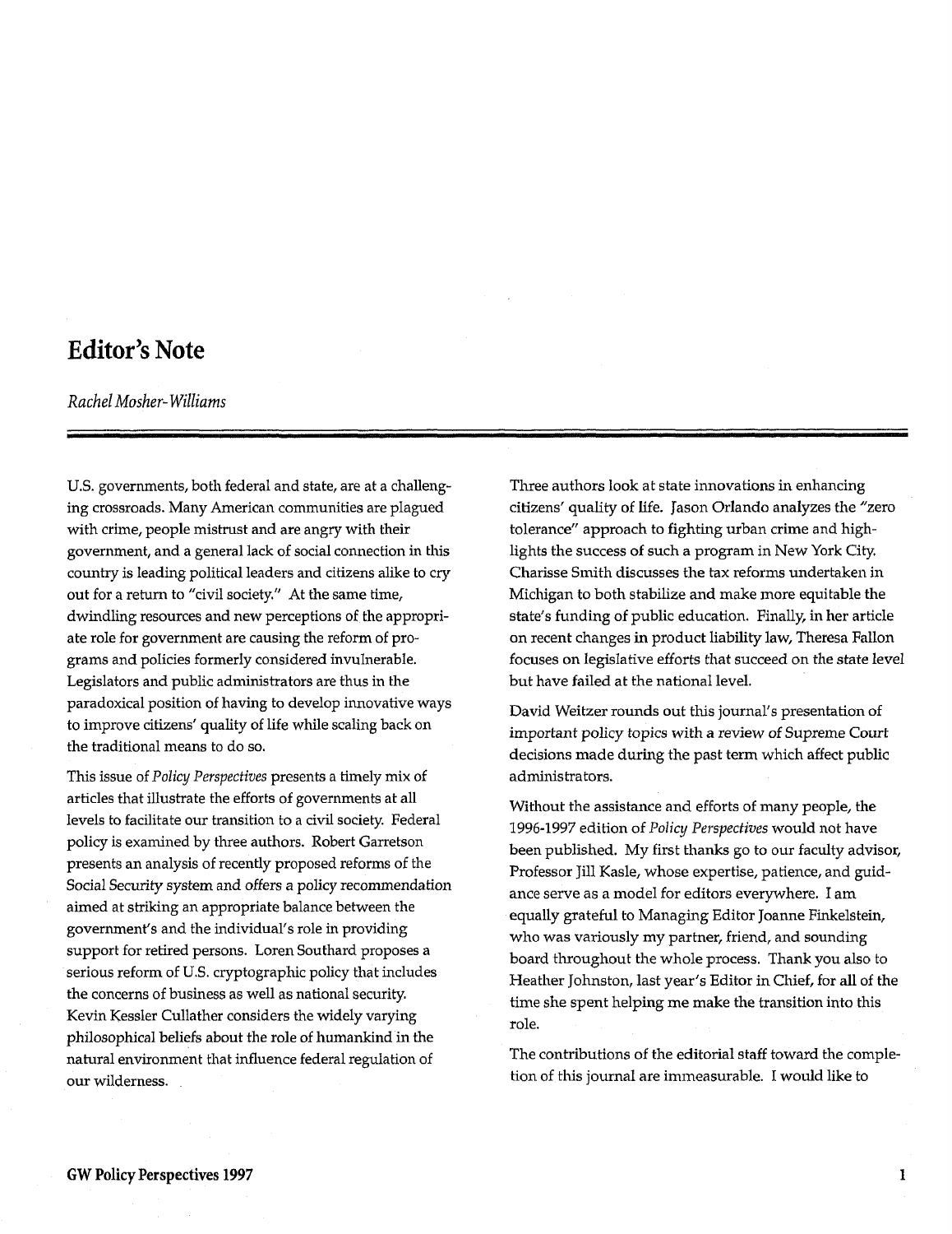# Editor's Note

*Rachel Mosher-Williams*

U.S. governments, both federal and state, are at a challenging crossroads. Many American communities are plagued with crime, people mistrust and are angry with their government, and a general lack of social connection in this country is leading political leaders and citizens alike to cry out for a return to "civil society." At the same time, dwindling resources and new perceptions of the appropriate role for government are causing the reform of programs and policies formerly considered invulnerable. Legislators and public administrators are thus in the paradoxical position of having to develop innovative ways to improve citizens' quality of life while scaling back on the traditional means to do so.

This issue of *Policy Perspectives* presents a timely mix of articles that illustrate the efforts of governments at all levels to facilitate our transition to a civil society. Federal policy is examined by three authors. Robert Garretson presents an analysis of recently proposed reforms of the Social Security system and offers a policy recommendation aimed at striking an appropriate balance between the government's and the individual's role in providing support for retired persons. Loren Southard proposes a serious reform of U.S. cryptographic policy that includes the concerns of business as well as national security. Kevin Kessler Cullather considers the widely varying philosophical beliefs about the role of humankind in the natural environment that influence federal regulation of our wilderness.

Three authors look at state innovations in enhancing citizens' quality of life. Jason Orlando analyzes the "zero tolerance" approach to fighting urban crime and highlights the success of such a program in New York City. Charisse Smith discusses the tax reforms undertaken in Michigan to both stabilize and make more equitable the state's funding of public education. Finally, in her article on recent changes in product liability law, Theresa Fallon focuses on legislative efforts that succeed on the state level but have failed at the national level.

David Weitzer rounds out this journal's presentation of important policy topics with a review of Supreme Court decisions made during the past term which affect public administrators.

Without the assistance and efforts of many people, the 1996-1997 edition of *Policy Perspectives* would not have been published. My first thanks go to our faculty advisor, Professor Jill Kasle, whose expertise, patience, and guidance serve as a model for editors everywhere. I am equally grateful to Managing Editor Joanne Finkelstein, who was variously my partner, friend, and sounding board throughout the whole process. Thank you also to Heather Johnston, last year's Editor in Chief, for all of the time she spent helping me make the transition into this role.

The contributions of the editorial staff toward the completion of this journal are immeasurable. I would like to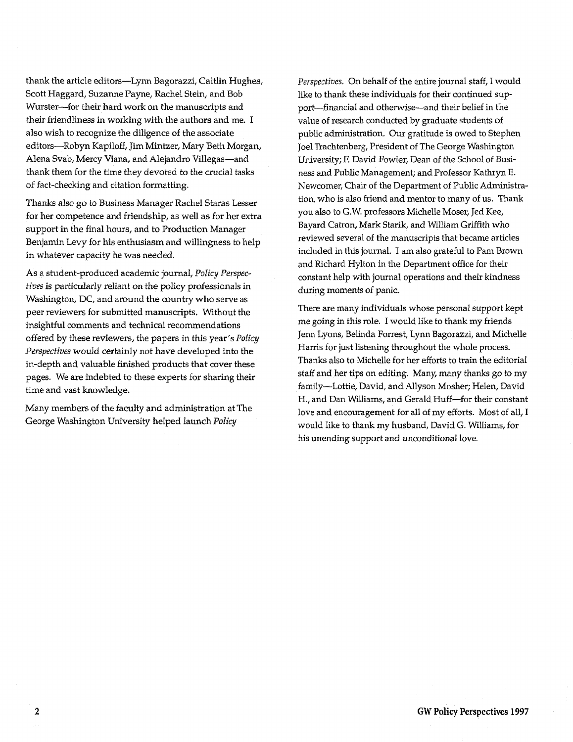thank the article editors—Lynn Bagorazzi, Caitlin Hughes, Scott Haggard, Suzanne Payne, Rachel Stein, and Bob Wurster—for their hard work on the manuscripts and their friendliness in working with the authors and me. I also wish to recognize the diligence of the associate editors—Robyn Kapiloff, Jim Mintzer, Mary Beth Morgan, Alena Svab, Mercy Viana, and Alejandro Villegas—and thank them for the time they devoted to the crucial tasks of fact-checking and citation formatting.

Thanks also go to Business Manager Rachel Staras Lesser for her competence and friendship, as well as for her extra support in the final hours, and to Production Manager Benjamin Levy for his enthusiasm and willingness to help in whatever capacity he was needed.

As a student-produced academic journal, *Policy Perspectives* is particularly reliant on the policy professionals in Washington, DC, and around the country who serve as peer reviewers for submitted manuscripts. Without the insightful comments and technical recommendations offered by these reviewers, the papers in this year's *Policy Perspectives* would certainly not have developed into the in-depth and valuable finished products that cover these pages. We are indebted to these experts for sharing their time and vast knowledge.

Many members of the faculty and administration at The George Washington University helped launch *Policy Perspectives*. On behalf of the entire journal staff, I would like to thank these individuals for their continued support—financial and otherwise—and their belief in the value of research conducted by graduate students of public administration. Our gratitude is owed to Stephen Joel Trachtenberg, President of The George Washington University; F. David Fowler, Dean of the School of Business and Public Management; and Professor Kathryn E. Newcomer, Chair of the Department of Public Administration, who is also friend and mentor to many of us. Thank you also to G.W. professors Michelle Moser, Jed Kee, Bayard Catron, Mark Starik, and William Griffith who reviewed several of the manuscripts that became articles included in this journal. I am also grateful to Pam Brown and Richard Hylton in the Department office for their constant help with journal operations and their kindness during moments of panic.

There are many individuals whose personal support kept me going in this role. I would like to thank my friends Jenn Lyons, Belinda Forrest, Lynn Bagorazzi, and Michelle Harris for just listening throughout the whole process. Thanks also to Michelle for her efforts to train the editorial staff and her tips on editing. Many, many thanks go to my family—Lottie, David, and Allyson Mosher; Helen, David H., and Dan Williams, and Gerald Huff—for their constant love and encouragement for all of my efforts. Most of all, I would like to thank my husband, David G. Williams, for his unending support and unconditional love.